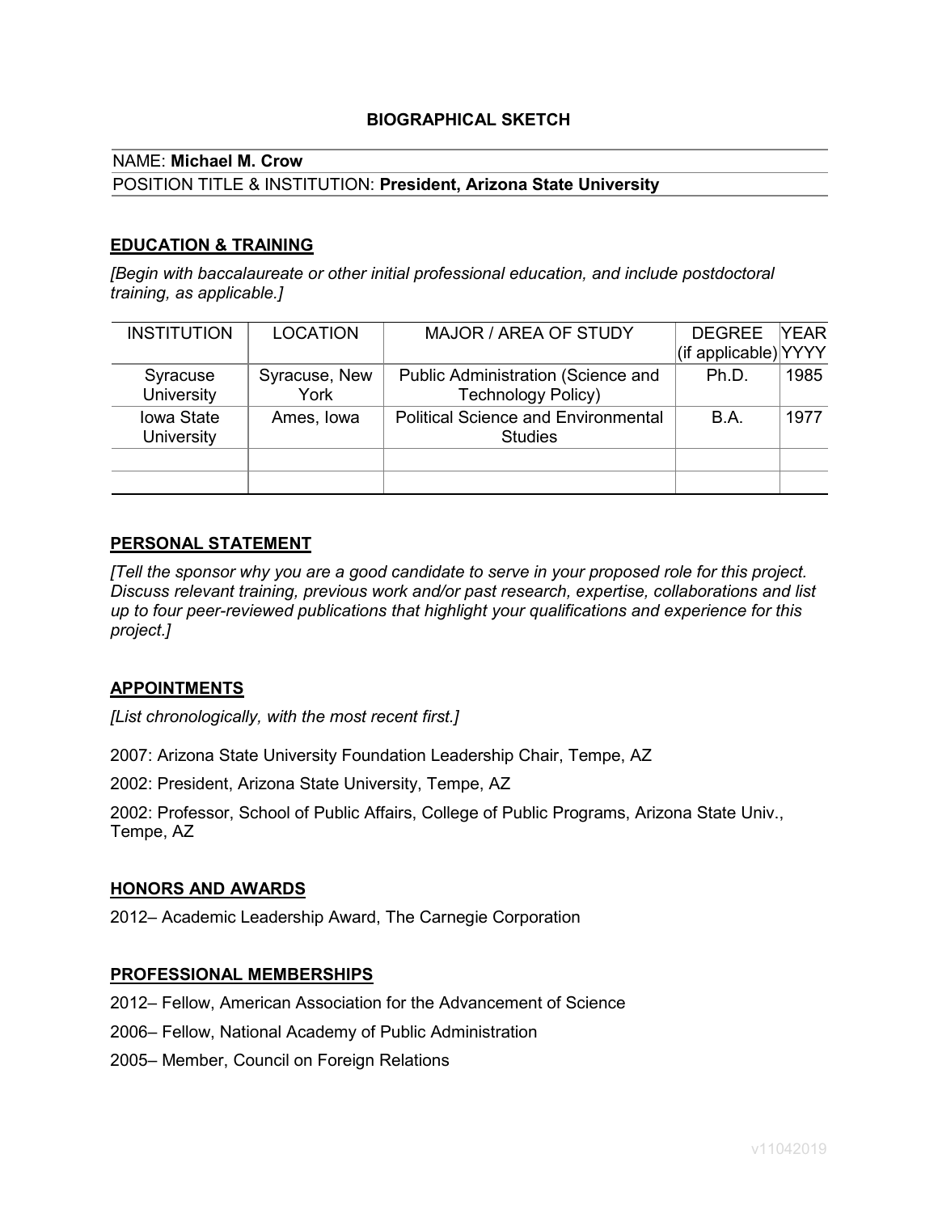# BIOGRAPHICAL SKETCH

NAME: **Michael M. Crow**

POSITION TITLE & INSTITUTION: **President, Arizona State University**

## EDUCATION & TRAINING

*[Begin with baccalaureate or other initial professional education, and include postdoctoral training, as applicable.]*

| INSTITUTION | LOCATION | MAJOR / AREA OF STUDY | DEGREE (if applicable) | YEAR YYYY |
|---|---|---|---|---|
| Syracuse University | Syracuse, New York | Public Administration (Science and Technology Policy) | Ph.D. | 1985 |
| Iowa State University | Ames, Iowa | Political Science and Environmental Studies | B.A. | 1977 |
| | | | | |
| | | | | |

## PERSONAL STATEMENT

*[Tell the sponsor why you are a good candidate to serve in your proposed role for this project. Discuss relevant training, previous work and/or past research, expertise, collaborations and list up to four peer-reviewed publications that highlight your qualifications and experience for this project.]*

## APPOINTMENTS

*[List chronologically, with the most recent first.]*

2007: Arizona State University Foundation Leadership Chair, Tempe, AZ

2002: President, Arizona State University, Tempe, AZ

2002: Professor, School of Public Affairs, College of Public Programs, Arizona State Univ., Tempe, AZ

## HONORS AND AWARDS

2012– Academic Leadership Award, The Carnegie Corporation

## PROFESSIONAL MEMBERSHIPS

2012– Fellow, American Association for the Advancement of Science

2006– Fellow, National Academy of Public Administration

2005– Member, Council on Foreign Relations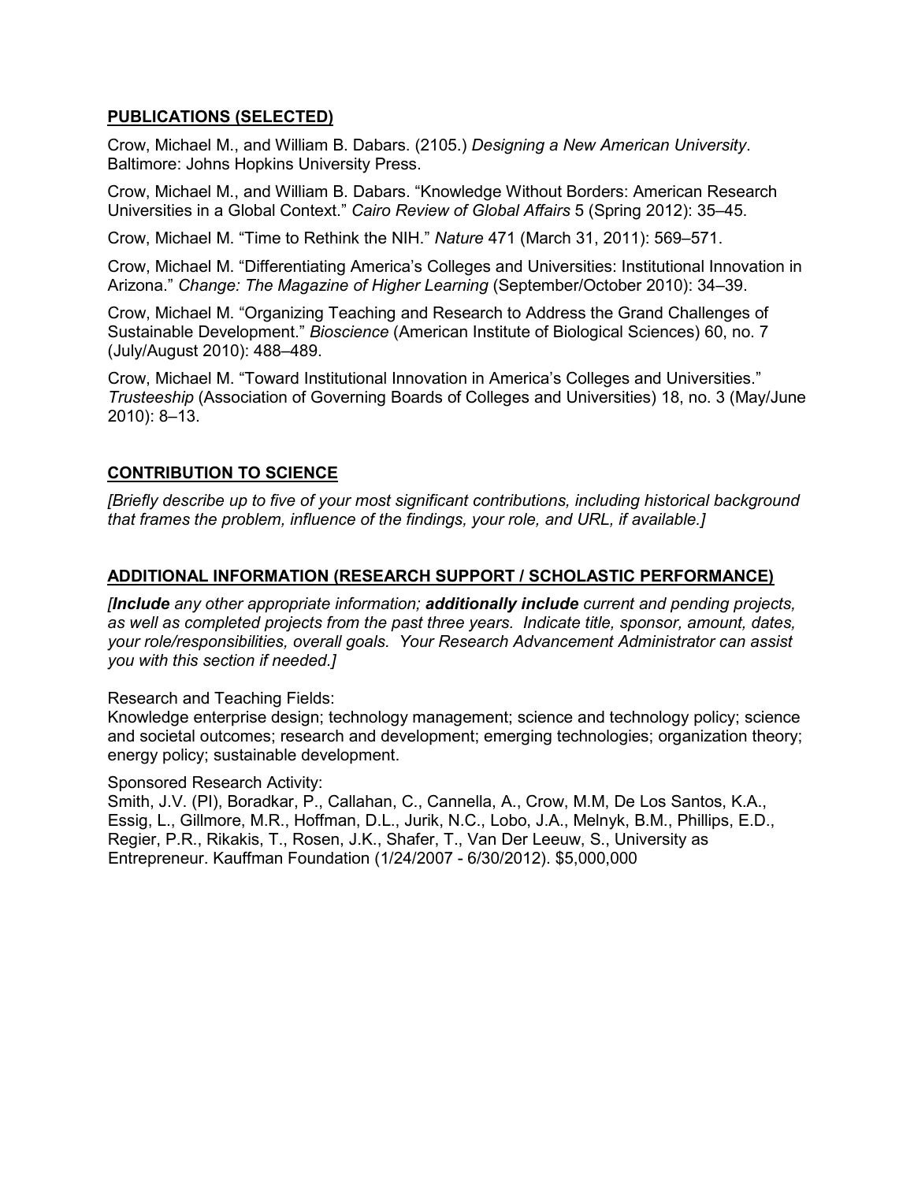## PUBLICATIONS (SELECTED)

Crow, Michael M., and William B. Dabars. (2105.) *Designing a New American University*. Baltimore: Johns Hopkins University Press.

Crow, Michael M., and William B. Dabars. "Knowledge Without Borders: American Research Universities in a Global Context." *Cairo Review of Global Affairs* 5 (Spring 2012): 35–45.

Crow, Michael M. "Time to Rethink the NIH." *Nature* 471 (March 31, 2011): 569–571.

Crow, Michael M. "Differentiating America's Colleges and Universities: Institutional Innovation in Arizona." *Change: The Magazine of Higher Learning* (September/October 2010): 34–39.

Crow, Michael M. "Organizing Teaching and Research to Address the Grand Challenges of Sustainable Development." *Bioscience* (American Institute of Biological Sciences) 60, no. 7 (July/August 2010): 488–489.

Crow, Michael M. "Toward Institutional Innovation in America's Colleges and Universities." *Trusteeship* (Association of Governing Boards of Colleges and Universities) 18, no. 3 (May/June 2010): 8–13.

## CONTRIBUTION TO SCIENCE

*[Briefly describe up to five of your most significant contributions, including historical background that frames the problem, influence of the findings, your role, and URL, if available.]*

## ADDITIONAL INFORMATION (RESEARCH SUPPORT / SCHOLASTIC PERFORMANCE)

*[**Include** any other appropriate information; **additionally include** current and pending projects, as well as completed projects from the past three years. Indicate title, sponsor, amount, dates, your role/responsibilities, overall goals. Your Research Advancement Administrator can assist you with this section if needed.]*

Research and Teaching Fields:
Knowledge enterprise design; technology management; science and technology policy; science and societal outcomes; research and development; emerging technologies; organization theory; energy policy; sustainable development.

Sponsored Research Activity:
Smith, J.V. (PI), Boradkar, P., Callahan, C., Cannella, A., Crow, M.M, De Los Santos, K.A., Essig, L., Gillmore, M.R., Hoffman, D.L., Jurik, N.C., Lobo, J.A., Melnyk, B.M., Phillips, E.D., Regier, P.R., Rikakis, T., Rosen, J.K., Shafer, T., Van Der Leeuw, S., University as Entrepreneur. Kauffman Foundation (1/24/2007 - 6/30/2012). $5,000,000